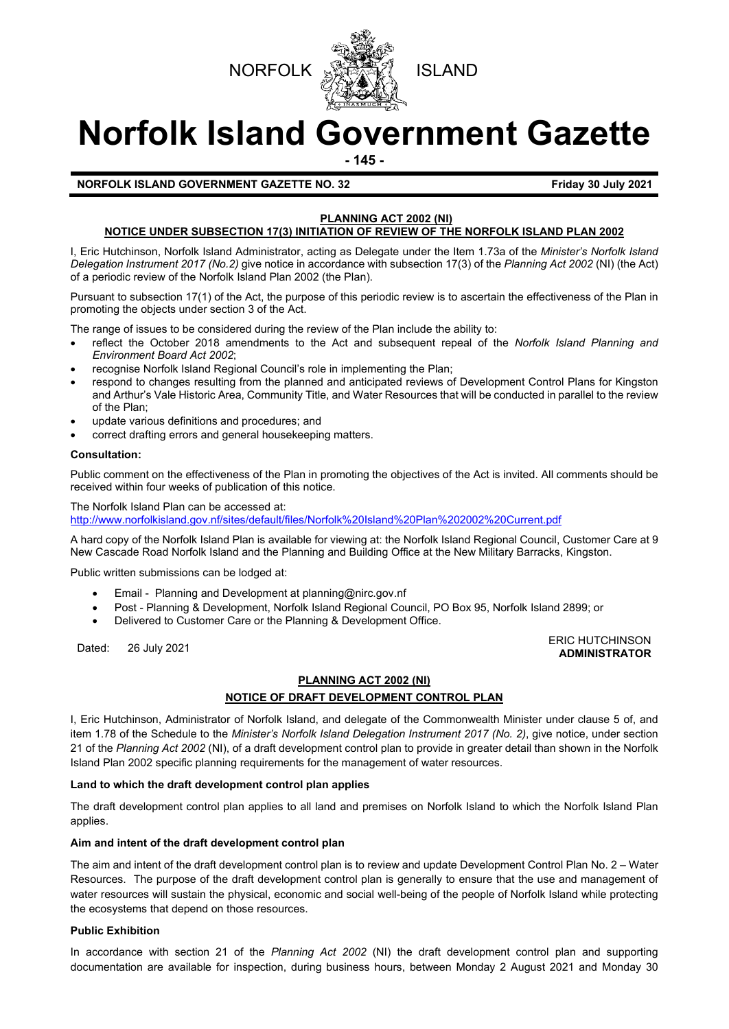NORFOLK ISLAND

# Norfolk Island Government Gazette

**NORFOLK ISLAND GOVERNMENT GAZETTE NO. 32** **Friday 30 July 2021**

## PLANNING ACT 2002 (NI)
## NOTICE UNDER SUBSECTION 17(3) INITIATION OF REVIEW OF THE NORFOLK ISLAND PLAN 2002

I, Eric Hutchinson, Norfolk Island Administrator, acting as Delegate under the Item 1.73a of the *Minister's Norfolk Island Delegation Instrument 2017 (No.2)* give notice in accordance with subsection 17(3) of the *Planning Act 2002* (NI) (the Act) of a periodic review of the Norfolk Island Plan 2002 (the Plan).

Pursuant to subsection 17(1) of the Act, the purpose of this periodic review is to ascertain the effectiveness of the Plan in promoting the objects under section 3 of the Act.

The range of issues to be considered during the review of the Plan include the ability to:

- reflect the October 2018 amendments to the Act and subsequent repeal of the *Norfolk Island Planning and Environment Board Act 2002*;
- recognise Norfolk Island Regional Council's role in implementing the Plan;
- respond to changes resulting from the planned and anticipated reviews of Development Control Plans for Kingston and Arthur's Vale Historic Area, Community Title, and Water Resources that will be conducted in parallel to the review of the Plan;
- update various definitions and procedures; and
- correct drafting errors and general housekeeping matters.

**Consultation:**

Public comment on the effectiveness of the Plan in promoting the objectives of the Act is invited. All comments should be received within four weeks of publication of this notice.

The Norfolk Island Plan can be accessed at:
http://www.norfolkisland.gov.nf/sites/default/files/Norfolk%20Island%20Plan%202002%20Current.pdf

A hard copy of the Norfolk Island Plan is available for viewing at: the Norfolk Island Regional Council, Customer Care at 9 New Cascade Road Norfolk Island and the Planning and Building Office at the New Military Barracks, Kingston.

Public written submissions can be lodged at:

- Email - Planning and Development at planning@nirc.gov.nf
- Post - Planning & Development, Norfolk Island Regional Council, PO Box 95, Norfolk Island 2899; or
- Delivered to Customer Care or the Planning & Development Office.

Dated: 26 July 2021

ERIC HUTCHINSON
**ADMINISTRATOR**

## PLANNING ACT 2002 (NI)
## NOTICE OF DRAFT DEVELOPMENT CONTROL PLAN

I, Eric Hutchinson, Administrator of Norfolk Island, and delegate of the Commonwealth Minister under clause 5 of, and item 1.78 of the Schedule to the *Minister's Norfolk Island Delegation Instrument 2017 (No. 2)*, give notice, under section 21 of the *Planning Act 2002* (NI), of a draft development control plan to provide in greater detail than shown in the Norfolk Island Plan 2002 specific planning requirements for the management of water resources.

**Land to which the draft development control plan applies**

The draft development control plan applies to all land and premises on Norfolk Island to which the Norfolk Island Plan applies.

**Aim and intent of the draft development control plan**

The aim and intent of the draft development control plan is to review and update Development Control Plan No. 2 – Water Resources. The purpose of the draft development control plan is generally to ensure that the use and management of water resources will sustain the physical, economic and social well-being of the people of Norfolk Island while protecting the ecosystems that depend on those resources.

**Public Exhibition**

In accordance with section 21 of the *Planning Act 2002* (NI) the draft development control plan and supporting documentation are available for inspection, during business hours, between Monday 2 August 2021 and Monday 30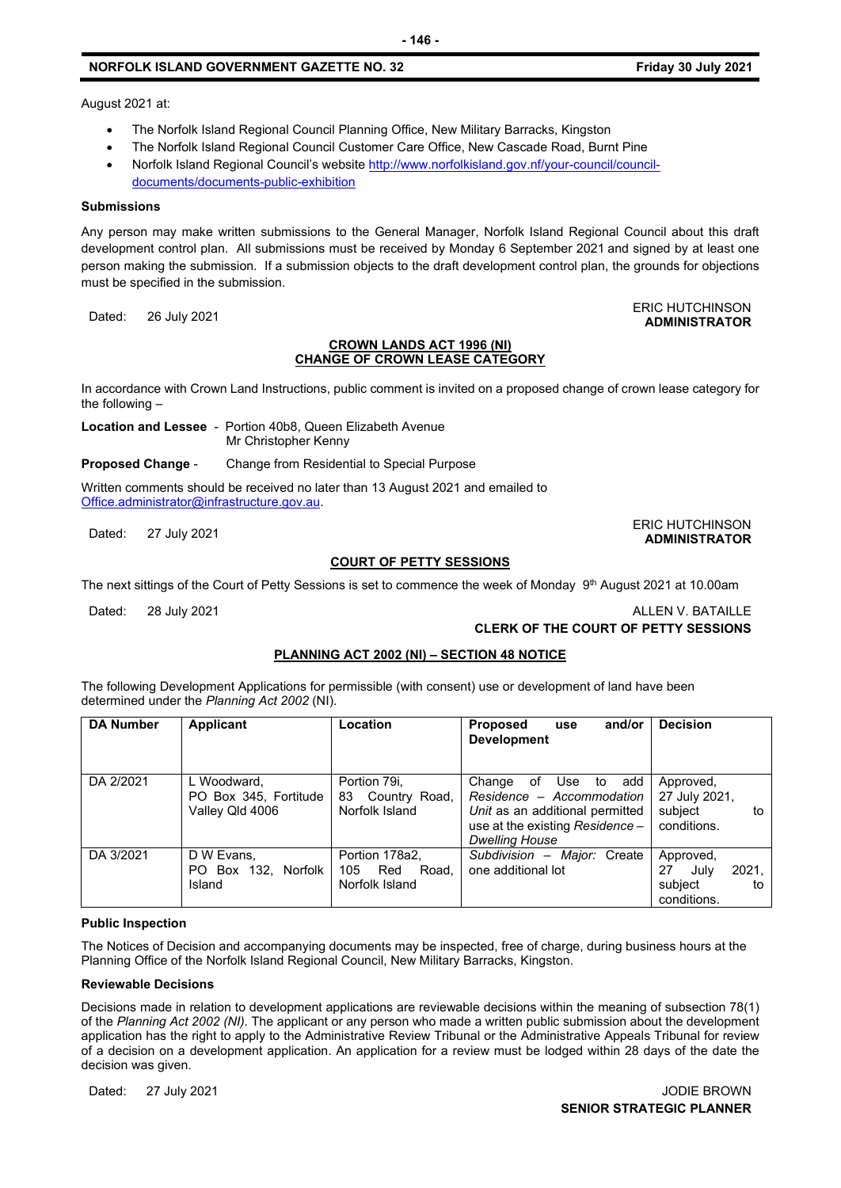August 2021 at:

- The Norfolk Island Regional Council Planning Office, New Military Barracks, Kingston
- The Norfolk Island Regional Council Customer Care Office, New Cascade Road, Burnt Pine
- Norfolk Island Regional Council's website http://www.norfolkisland.gov.nf/your-council/council-documents/documents-public-exhibition

**Submissions**

Any person may make written submissions to the General Manager, Norfolk Island Regional Council about this draft development control plan. All submissions must be received by Monday 6 September 2021 and signed by at least one person making the submission. If a submission objects to the draft development control plan, the grounds for objections must be specified in the submission.

Dated: 26 July 2021

ERIC HUTCHINSON
**ADMINISTRATOR**

**CROWN LANDS ACT 1996 (NI)**
**CHANGE OF CROWN LEASE CATEGORY**

In accordance with Crown Land Instructions, public comment is invited on a proposed change of crown lease category for the following –

**Location and Lessee** - Portion 40b8, Queen Elizabeth Avenue
Mr Christopher Kenny

**Proposed Change** - Change from Residential to Special Purpose

Written comments should be received no later than 13 August 2021 and emailed to Office.administrator@infrastructure.gov.au.

Dated: 27 July 2021

ERIC HUTCHINSON
**ADMINISTRATOR**

**COURT OF PETTY SESSIONS**

The next sittings of the Court of Petty Sessions is set to commence the week of Monday 9th August 2021 at 10.00am

Dated: 28 July 2021

ALLEN V. BATAILLE
**CLERK OF THE COURT OF PETTY SESSIONS**

**PLANNING ACT 2002 (NI) – SECTION 48 NOTICE**

The following Development Applications for permissible (with consent) use or development of land have been determined under the *Planning Act 2002* (NI).

| DA Number | Applicant | Location | Proposed use and/or Development | Decision |
|---|---|---|---|---|
| DA 2/2021 | L Woodward, PO Box 345, Fortitude Valley Qld 4006 | Portion 79i, 83 Country Road, Norfolk Island | Change of Use to add *Residence – Accommodation Unit* as an additional permitted use at the existing *Residence – Dwelling House* | Approved, 27 July 2021, subject to conditions. |
| DA 3/2021 | D W Evans, PO Box 132, Norfolk Island | Portion 178a2, 105 Red Road, Norfolk Island | *Subdivision – Major:* Create one additional lot | Approved, 27 July 2021, subject to conditions. |

**Public Inspection**

The Notices of Decision and accompanying documents may be inspected, free of charge, during business hours at the Planning Office of the Norfolk Island Regional Council, New Military Barracks, Kingston.

**Reviewable Decisions**

Decisions made in relation to development applications are reviewable decisions within the meaning of subsection 78(1) of the *Planning Act 2002 (NI).* The applicant or any person who made a written public submission about the development application has the right to apply to the Administrative Review Tribunal or the Administrative Appeals Tribunal for review of a decision on a development application. An application for a review must be lodged within 28 days of the date the decision was given.

Dated: 27 July 2021

JODIE BROWN
**SENIOR STRATEGIC PLANNER**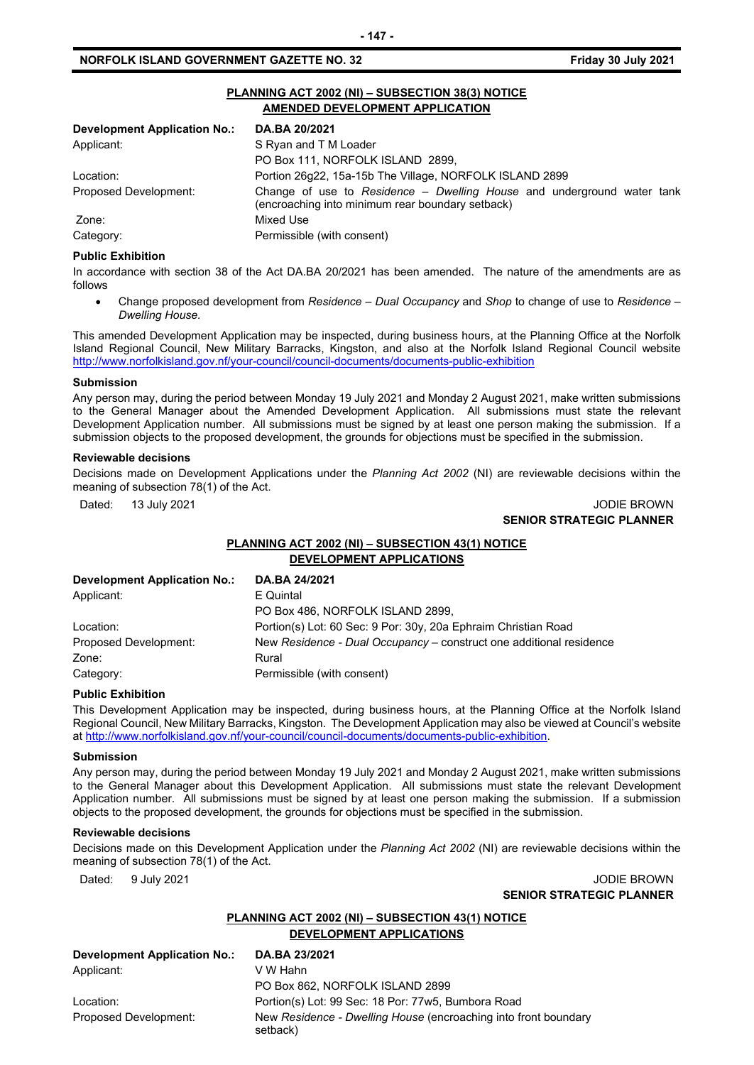**PLANNING ACT 2002 (NI) – SUBSECTION 38(3) NOTICE**
**AMENDED DEVELOPMENT APPLICATION**

| **Development Application No.:** | **DA.BA 20/2021** |
|---|---|
| Applicant: | S Ryan and T M Loader<br>PO Box 111, NORFOLK ISLAND 2899, |
| Location: | Portion 26g22, 15a-15b The Village, NORFOLK ISLAND 2899 |
| Proposed Development: | Change of use to *Residence – Dwelling House* and underground water tank (encroaching into minimum rear boundary setback) |
| Zone: | Mixed Use |
| Category: | Permissible (with consent) |

**Public Exhibition**

In accordance with section 38 of the Act DA.BA 20/2021 has been amended. The nature of the amendments are as follows

- Change proposed development from *Residence – Dual Occupancy* and *Shop* to change of use to *Residence – Dwelling House.*

This amended Development Application may be inspected, during business hours, at the Planning Office at the Norfolk Island Regional Council, New Military Barracks, Kingston, and also at the Norfolk Island Regional Council website http://www.norfolkisland.gov.nf/your-council/council-documents/documents-public-exhibition

**Submission**

Any person may, during the period between Monday 19 July 2021 and Monday 2 August 2021, make written submissions to the General Manager about the Amended Development Application. All submissions must state the relevant Development Application number. All submissions must be signed by at least one person making the submission. If a submission objects to the proposed development, the grounds for objections must be specified in the submission.

**Reviewable decisions**

Decisions made on Development Applications under the *Planning Act 2002* (NI) are reviewable decisions within the meaning of subsection 78(1) of the Act.

Dated: 13 July 2021

JODIE BROWN
**SENIOR STRATEGIC PLANNER**

**PLANNING ACT 2002 (NI) – SUBSECTION 43(1) NOTICE**
**DEVELOPMENT APPLICATIONS**

| **Development Application No.:** | **DA.BA 24/2021** |
|---|---|
| Applicant: | E Quintal<br>PO Box 486, NORFOLK ISLAND 2899, |
| Location: | Portion(s) Lot: 60 Sec: 9 Por: 30y, 20a Ephraim Christian Road |
| Proposed Development: | New *Residence - Dual Occupancy* – construct one additional residence |
| Zone: | Rural |
| Category: | Permissible (with consent) |

**Public Exhibition**

This Development Application may be inspected, during business hours, at the Planning Office at the Norfolk Island Regional Council, New Military Barracks, Kingston. The Development Application may also be viewed at Council's website at http://www.norfolkisland.gov.nf/your-council/council-documents/documents-public-exhibition.

**Submission**

Any person may, during the period between Monday 19 July 2021 and Monday 2 August 2021, make written submissions to the General Manager about this Development Application. All submissions must state the relevant Development Application number. All submissions must be signed by at least one person making the submission. If a submission objects to the proposed development, the grounds for objections must be specified in the submission.

**Reviewable decisions**

Decisions made on this Development Application under the *Planning Act 2002* (NI) are reviewable decisions within the meaning of subsection 78(1) of the Act.

Dated: 9 July 2021

JODIE BROWN
**SENIOR STRATEGIC PLANNER**

**PLANNING ACT 2002 (NI) – SUBSECTION 43(1) NOTICE**
**DEVELOPMENT APPLICATIONS**

| **Development Application No.:** | **DA.BA 23/2021** |
|---|---|
| Applicant: | V W Hahn<br>PO Box 862, NORFOLK ISLAND 2899 |
| Location: | Portion(s) Lot: 99 Sec: 18 Por: 77w5, Bumbora Road |
| Proposed Development: | New *Residence - Dwelling House* (encroaching into front boundary setback) |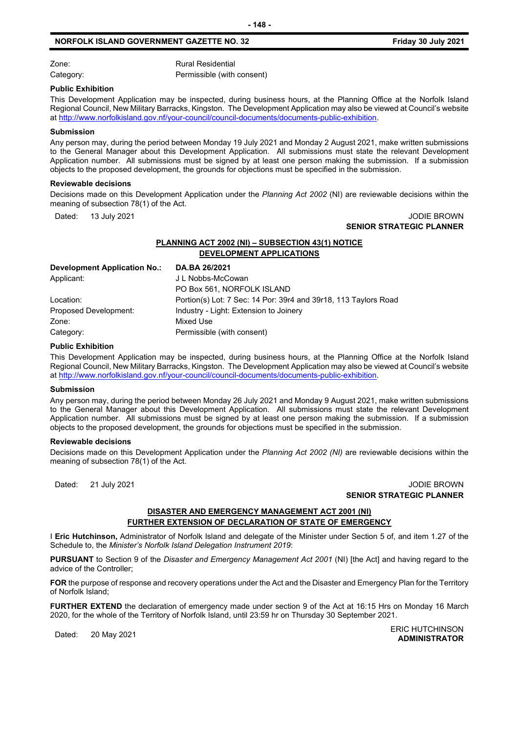| | |
|---|---|
| Zone: | Rural Residential |
| Category: | Permissible (with consent) |

**Public Exhibition**

This Development Application may be inspected, during business hours, at the Planning Office at the Norfolk Island Regional Council, New Military Barracks, Kingston. The Development Application may also be viewed at Council's website at http://www.norfolkisland.gov.nf/your-council/council-documents/documents-public-exhibition.

**Submission**

Any person may, during the period between Monday 19 July 2021 and Monday 2 August 2021, make written submissions to the General Manager about this Development Application. All submissions must state the relevant Development Application number. All submissions must be signed by at least one person making the submission. If a submission objects to the proposed development, the grounds for objections must be specified in the submission.

**Reviewable decisions**

Decisions made on this Development Application under the *Planning Act 2002* (NI) are reviewable decisions within the meaning of subsection 78(1) of the Act.

Dated: 13 July 2021

JODIE BROWN
**SENIOR STRATEGIC PLANNER**

## PLANNING ACT 2002 (NI) – SUBSECTION 43(1) NOTICE
## DEVELOPMENT APPLICATIONS

| **Development Application No.:** | **DA.BA 26/2021** |
|---|---|
| Applicant: | J L Nobbs-McCowan<br>PO Box 561, NORFOLK ISLAND |
| Location: | Portion(s) Lot: 7 Sec: 14 Por: 39r4 and 39r18, 113 Taylors Road |
| Proposed Development: | Industry - Light: Extension to Joinery |
| Zone: | Mixed Use |
| Category: | Permissible (with consent) |

**Public Exhibition**

This Development Application may be inspected, during business hours, at the Planning Office at the Norfolk Island Regional Council, New Military Barracks, Kingston. The Development Application may also be viewed at Council's website at http://www.norfolkisland.gov.nf/your-council/council-documents/documents-public-exhibition.

**Submission**

Any person may, during the period between Monday 26 July 2021 and Monday 9 August 2021, make written submissions to the General Manager about this Development Application. All submissions must state the relevant Development Application number. All submissions must be signed by at least one person making the submission. If a submission objects to the proposed development, the grounds for objections must be specified in the submission.

**Reviewable decisions**

Decisions made on this Development Application under the *Planning Act 2002 (NI)* are reviewable decisions within the meaning of subsection 78(1) of the Act.

Dated: 21 July 2021

JODIE BROWN
**SENIOR STRATEGIC PLANNER**

## DISASTER AND EMERGENCY MANAGEMENT ACT 2001 (NI)
## FURTHER EXTENSION OF DECLARATION OF STATE OF EMERGENCY

I **Eric Hutchinson,** Administrator of Norfolk Island and delegate of the Minister under Section 5 of, and item 1.27 of the Schedule to, the *Minister's Norfolk Island Delegation Instrument 2019*:

**PURSUANT** to Section 9 of the *Disaster and Emergency Management Act 2001* (NI) [the Act] and having regard to the advice of the Controller;

**FOR** the purpose of response and recovery operations under the Act and the Disaster and Emergency Plan for the Territory of Norfolk Island;

**FURTHER EXTEND** the declaration of emergency made under section 9 of the Act at 16:15 Hrs on Monday 16 March 2020, for the whole of the Territory of Norfolk Island, until 23:59 hr on Thursday 30 September 2021.

Dated: 20 May 2021

ERIC HUTCHINSON
**ADMINISTRATOR**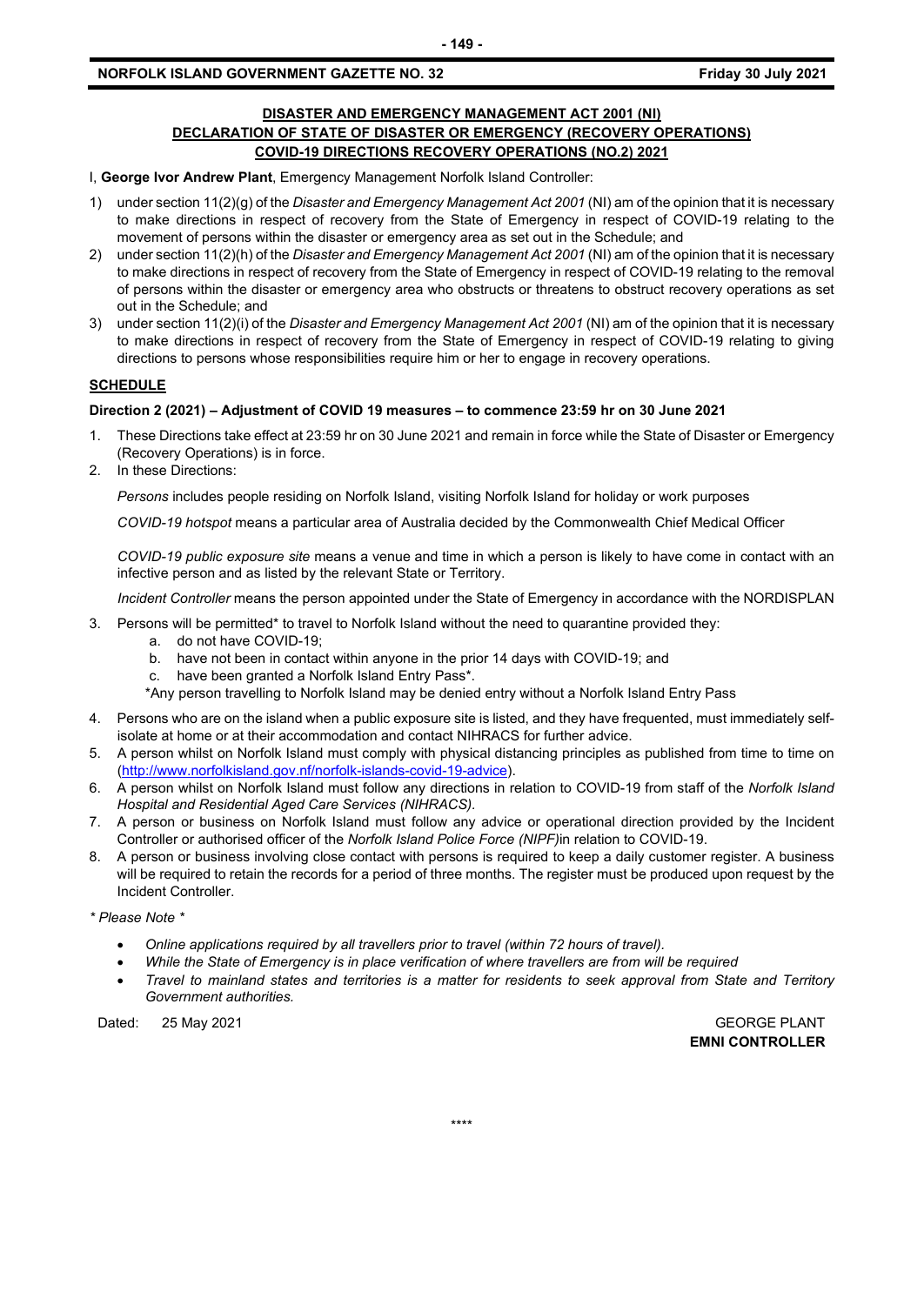**DISASTER AND EMERGENCY MANAGEMENT ACT 2001 (NI)**
**DECLARATION OF STATE OF DISASTER OR EMERGENCY (RECOVERY OPERATIONS)**
**COVID-19 DIRECTIONS RECOVERY OPERATIONS (NO.2) 2021**

I, **George Ivor Andrew Plant**, Emergency Management Norfolk Island Controller:

1) under section 11(2)(g) of the *Disaster and Emergency Management Act 2001* (NI) am of the opinion that it is necessary to make directions in respect of recovery from the State of Emergency in respect of COVID-19 relating to the movement of persons within the disaster or emergency area as set out in the Schedule; and
2) under section 11(2)(h) of the *Disaster and Emergency Management Act 2001* (NI) am of the opinion that it is necessary to make directions in respect of recovery from the State of Emergency in respect of COVID-19 relating to the removal of persons within the disaster or emergency area who obstructs or threatens to obstruct recovery operations as set out in the Schedule; and
3) under section 11(2)(i) of the *Disaster and Emergency Management Act 2001* (NI) am of the opinion that it is necessary to make directions in respect of recovery from the State of Emergency in respect of COVID-19 relating to giving directions to persons whose responsibilities require him or her to engage in recovery operations.

**SCHEDULE**

**Direction 2 (2021) – Adjustment of COVID 19 measures – to commence 23:59 hr on 30 June 2021**

1. These Directions take effect at 23:59 hr on 30 June 2021 and remain in force while the State of Disaster or Emergency (Recovery Operations) is in force.
2. In these Directions:

   *Persons* includes people residing on Norfolk Island, visiting Norfolk Island for holiday or work purposes

   *COVID-19 hotspot* means a particular area of Australia decided by the Commonwealth Chief Medical Officer

   *COVID-19 public exposure site* means a venue and time in which a person is likely to have come in contact with an infective person and as listed by the relevant State or Territory.

   *Incident Controller* means the person appointed under the State of Emergency in accordance with the NORDISPLAN

3. Persons will be permitted* to travel to Norfolk Island without the need to quarantine provided they:
   a. do not have COVID-19;
   b. have not been in contact within anyone in the prior 14 days with COVID-19; and
   c. have been granted a Norfolk Island Entry Pass*.

   *Any person travelling to Norfolk Island may be denied entry without a Norfolk Island Entry Pass

4. Persons who are on the island when a public exposure site is listed, and they have frequented, must immediately self-isolate at home or at their accommodation and contact NIHRACS for further advice.
5. A person whilst on Norfolk Island must comply with physical distancing principles as published from time to time on (http://www.norfolkisland.gov.nf/norfolk-islands-covid-19-advice).
6. A person whilst on Norfolk Island must follow any directions in relation to COVID-19 from staff of the *Norfolk Island Hospital and Residential Aged Care Services (NIHRACS).*
7. A person or business on Norfolk Island must follow any advice or operational direction provided by the Incident Controller or authorised officer of the *Norfolk Island Police Force (NIPF)*in relation to COVID-19.
8. A person or business involving close contact with persons is required to keep a daily customer register. A business will be required to retain the records for a period of three months. The register must be produced upon request by the Incident Controller.

*\* Please Note \**

- *Online applications required by all travellers prior to travel (within 72 hours of travel).*
- *While the State of Emergency is in place verification of where travellers are from will be required*
- *Travel to mainland states and territories is a matter for residents to seek approval from State and Territory Government authorities.*

Dated: 25 May 2021

GEORGE PLANT
**EMNI CONTROLLER**

\*\*\*\*